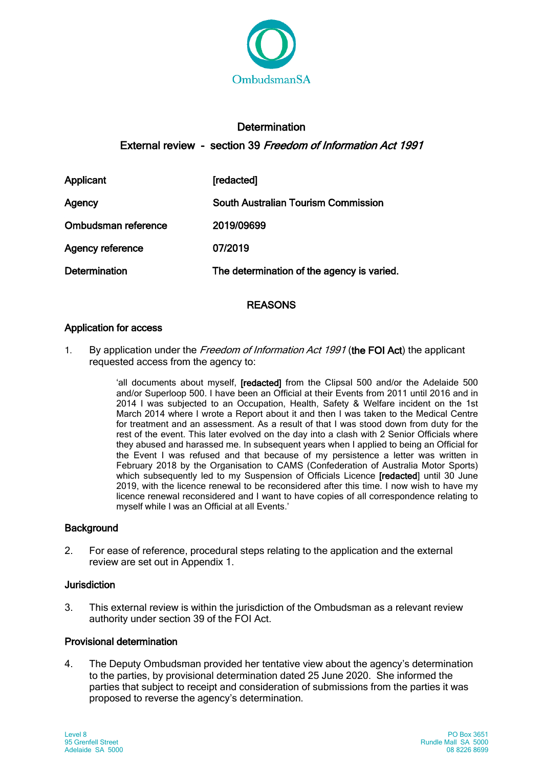OmbudsmanSA

# Determination

## External review - section 39 *Freedom of Information Act 1991*

| | |
|---|---|
| **Applicant** | **[redacted]** |
| **Agency** | **South Australian Tourism Commission** |
| **Ombudsman reference** | **2019/09699** |
| **Agency reference** | **07/2019** |
| **Determination** | **The determination of the agency is varied.** |

## REASONS

### Application for access

1. By application under the *Freedom of Information Act 1991* (**the FOI Act**) the applicant requested access from the agency to:

> 'all documents about myself, **[redacted]** from the Clipsal 500 and/or the Adelaide 500 and/or Superloop 500. I have been an Official at their Events from 2011 until 2016 and in 2014 I was subjected to an Occupation, Health, Safety & Welfare incident on the 1st March 2014 where I wrote a Report about it and then I was taken to the Medical Centre for treatment and an assessment. As a result of that I was stood down from duty for the rest of the event. This later evolved on the day into a clash with 2 Senior Officials where they abused and harassed me. In subsequent years when I applied to being an Official for the Event I was refused and that because of my persistence a letter was written in February 2018 by the Organisation to CAMS (Confederation of Australia Motor Sports) which subsequently led to my Suspension of Officials Licence **[redacted]** until 30 June 2019, with the licence renewal to be reconsidered after this time. I now wish to have my licence renewal reconsidered and I want to have copies of all correspondence relating to myself while I was an Official at all Events.'

### Background

2. For ease of reference, procedural steps relating to the application and the external review are set out in Appendix 1.

### Jurisdiction

3. This external review is within the jurisdiction of the Ombudsman as a relevant review authority under section 39 of the FOI Act.

### Provisional determination

4. The Deputy Ombudsman provided her tentative view about the agency's determination to the parties, by provisional determination dated 25 June 2020. She informed the parties that subject to receipt and consideration of submissions from the parties it was proposed to reverse the agency's determination.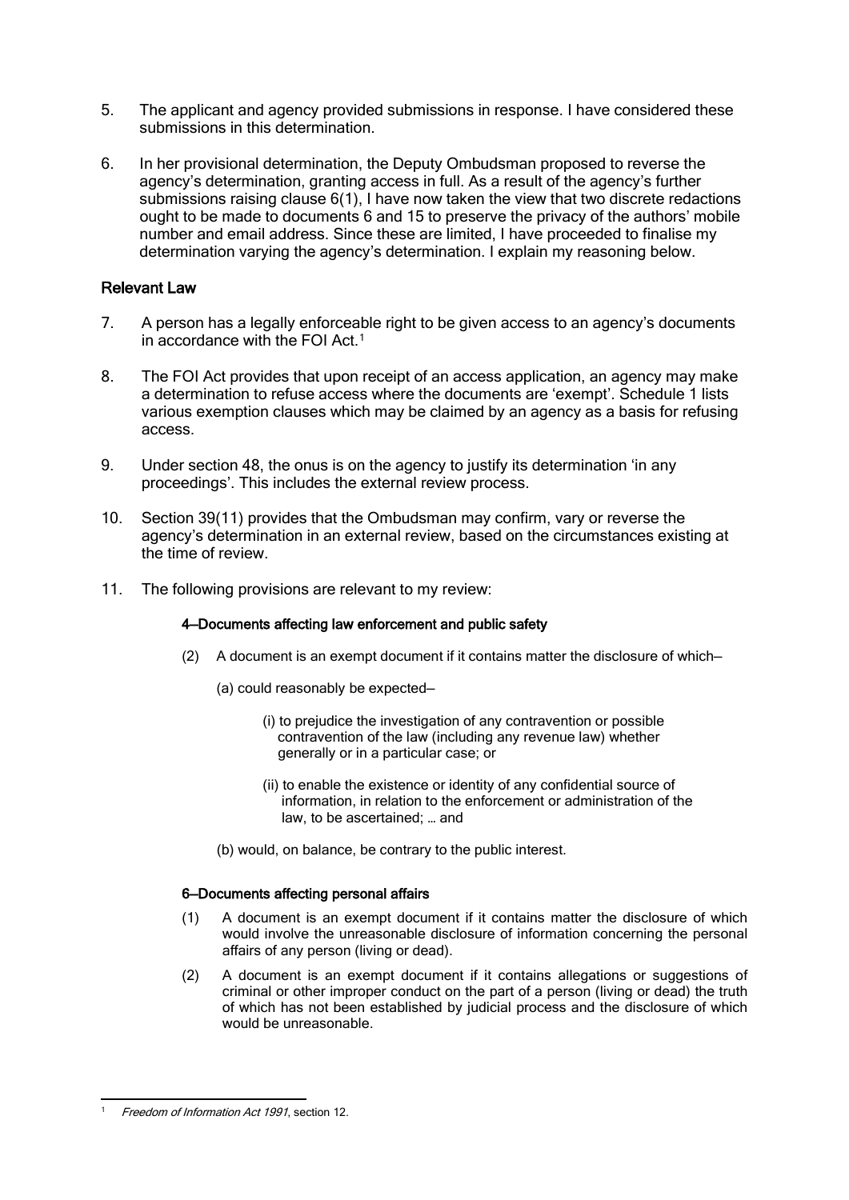5. The applicant and agency provided submissions in response. I have considered these submissions in this determination.

6. In her provisional determination, the Deputy Ombudsman proposed to reverse the agency's determination, granting access in full. As a result of the agency's further submissions raising clause 6(1), I have now taken the view that two discrete redactions ought to be made to documents 6 and 15 to preserve the privacy of the authors' mobile number and email address. Since these are limited, I have proceeded to finalise my determination varying the agency's determination. I explain my reasoning below.

## Relevant Law

7. A person has a legally enforceable right to be given access to an agency's documents in accordance with the FOI Act.[1]

8. The FOI Act provides that upon receipt of an access application, an agency may make a determination to refuse access where the documents are 'exempt'. Schedule 1 lists various exemption clauses which may be claimed by an agency as a basis for refusing access.

9. Under section 48, the onus is on the agency to justify its determination 'in any proceedings'. This includes the external review process.

10. Section 39(11) provides that the Ombudsman may confirm, vary or reverse the agency's determination in an external review, based on the circumstances existing at the time of review.

11. The following provisions are relevant to my review:

> **4—Documents affecting law enforcement and public safety**
>
> (2) A document is an exempt document if it contains matter the disclosure of which—
>
> (a) could reasonably be expected—
>
> (i) to prejudice the investigation of any contravention or possible contravention of the law (including any revenue law) whether generally or in a particular case; or
>
> (ii) to enable the existence or identity of any confidential source of information, in relation to the enforcement or administration of the law, to be ascertained; … and
>
> (b) would, on balance, be contrary to the public interest.
>
> **6—Documents affecting personal affairs**
>
> (1) A document is an exempt document if it contains matter the disclosure of which would involve the unreasonable disclosure of information concerning the personal affairs of any person (living or dead).
>
> (2) A document is an exempt document if it contains allegations or suggestions of criminal or other improper conduct on the part of a person (living or dead) the truth of which has not been established by judicial process and the disclosure of which would be unreasonable.

---

[1] *Freedom of Information Act 1991*, section 12.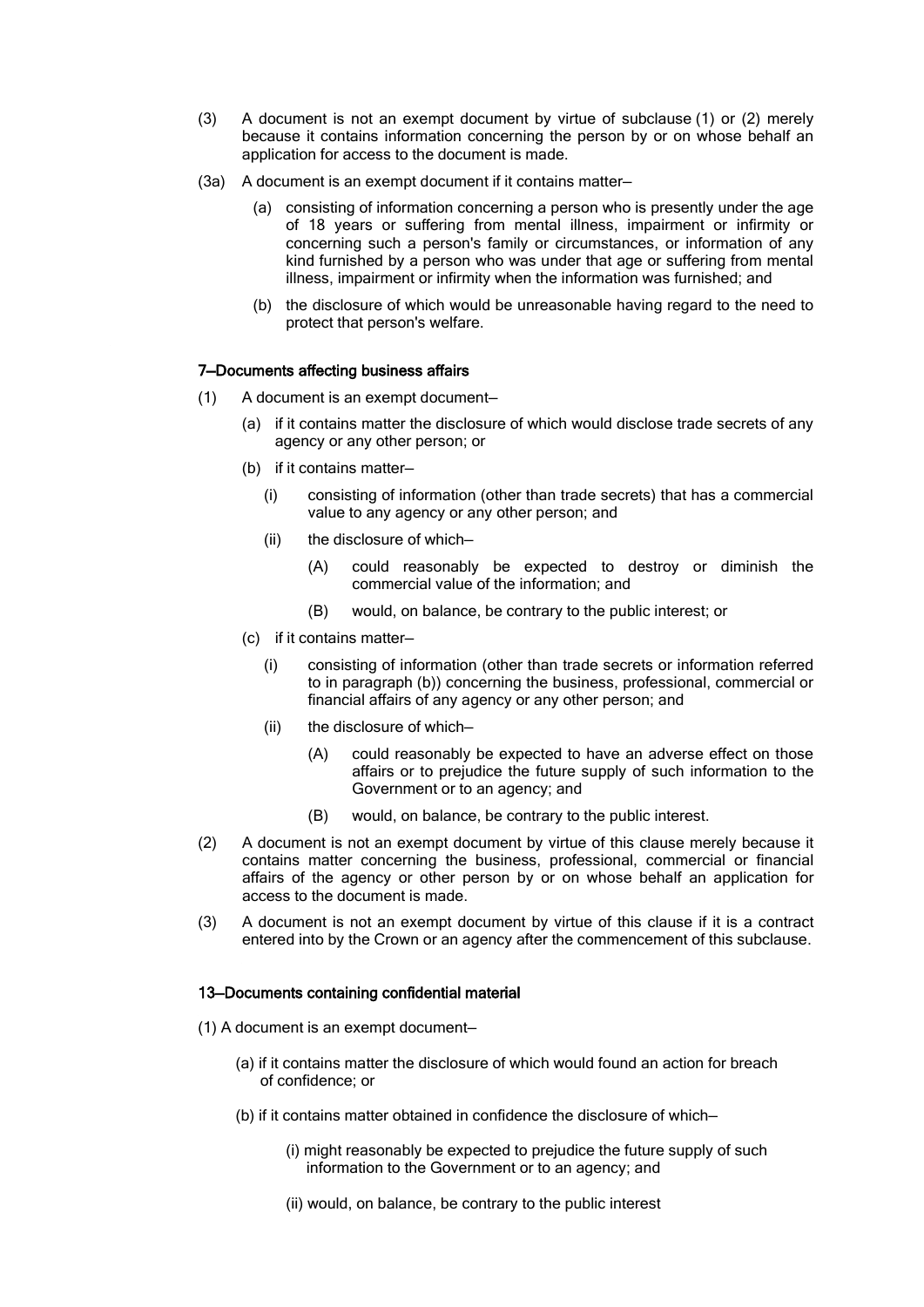(3) A document is not an exempt document by virtue of subclause (1) or (2) merely because it contains information concerning the person by or on whose behalf an application for access to the document is made.

(3a) A document is an exempt document if it contains matter—

  (a) consisting of information concerning a person who is presently under the age of 18 years or suffering from mental illness, impairment or infirmity or concerning such a person's family or circumstances, or information of any kind furnished by a person who was under that age or suffering from mental illness, impairment or infirmity when the information was furnished; and

  (b) the disclosure of which would be unreasonable having regard to the need to protect that person's welfare.

#### 7—Documents affecting business affairs

(1) A document is an exempt document—

  (a) if it contains matter the disclosure of which would disclose trade secrets of any agency or any other person; or

  (b) if it contains matter—

    (i) consisting of information (other than trade secrets) that has a commercial value to any agency or any other person; and

    (ii) the disclosure of which—

      (A) could reasonably be expected to destroy or diminish the commercial value of the information; and

      (B) would, on balance, be contrary to the public interest; or

  (c) if it contains matter—

    (i) consisting of information (other than trade secrets or information referred to in paragraph (b)) concerning the business, professional, commercial or financial affairs of any agency or any other person; and

    (ii) the disclosure of which—

      (A) could reasonably be expected to have an adverse effect on those affairs or to prejudice the future supply of such information to the Government or to an agency; and

      (B) would, on balance, be contrary to the public interest.

(2) A document is not an exempt document by virtue of this clause merely because it contains matter concerning the business, professional, commercial or financial affairs of the agency or other person by or on whose behalf an application for access to the document is made.

(3) A document is not an exempt document by virtue of this clause if it is a contract entered into by the Crown or an agency after the commencement of this subclause.

#### 13—Documents containing confidential material

(1) A document is an exempt document—

  (a) if it contains matter the disclosure of which would found an action for breach of confidence; or

  (b) if it contains matter obtained in confidence the disclosure of which—

    (i) might reasonably be expected to prejudice the future supply of such information to the Government or to an agency; and

    (ii) would, on balance, be contrary to the public interest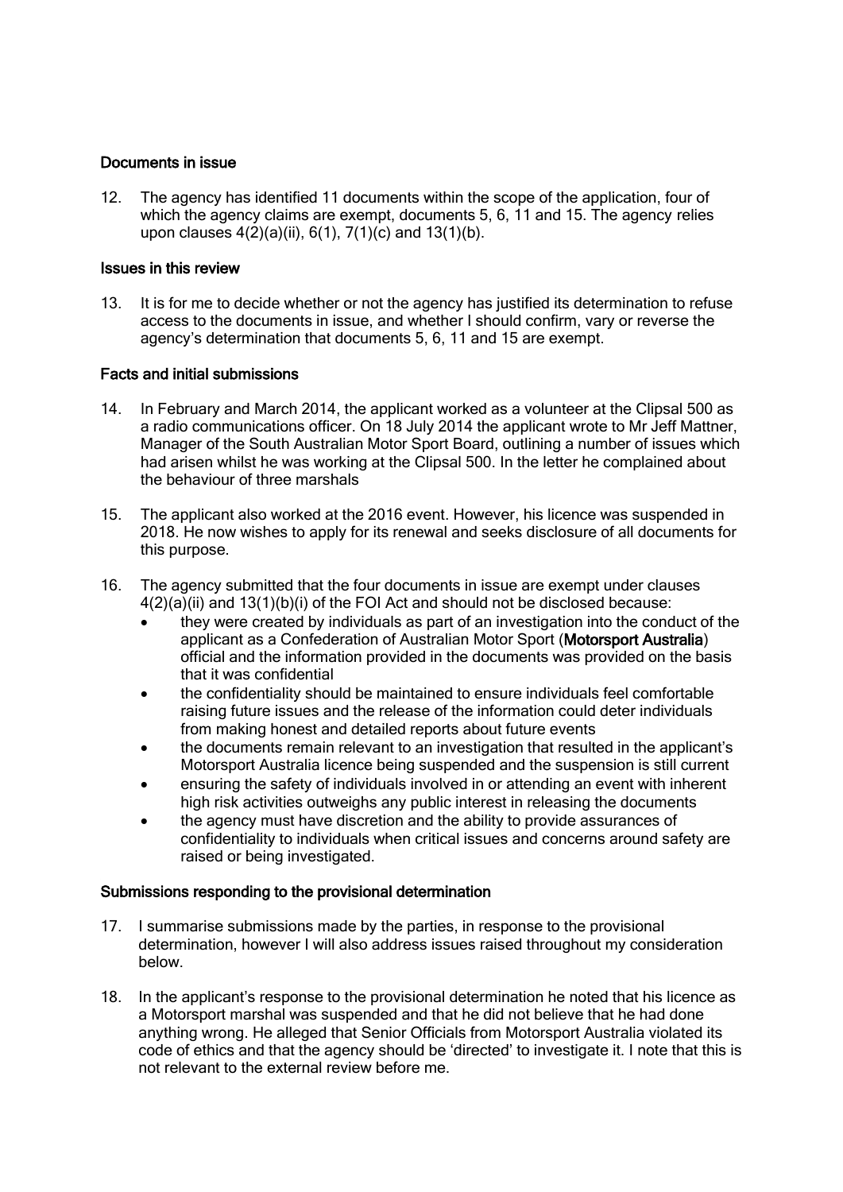### Documents in issue

12. The agency has identified 11 documents within the scope of the application, four of which the agency claims are exempt, documents 5, 6, 11 and 15. The agency relies upon clauses 4(2)(a)(ii), 6(1), 7(1)(c) and 13(1)(b).

### Issues in this review

13. It is for me to decide whether or not the agency has justified its determination to refuse access to the documents in issue, and whether I should confirm, vary or reverse the agency's determination that documents 5, 6, 11 and 15 are exempt.

### Facts and initial submissions

14. In February and March 2014, the applicant worked as a volunteer at the Clipsal 500 as a radio communications officer. On 18 July 2014 the applicant wrote to Mr Jeff Mattner, Manager of the South Australian Motor Sport Board, outlining a number of issues which had arisen whilst he was working at the Clipsal 500. In the letter he complained about the behaviour of three marshals

15. The applicant also worked at the 2016 event. However, his licence was suspended in 2018. He now wishes to apply for its renewal and seeks disclosure of all documents for this purpose.

16. The agency submitted that the four documents in issue are exempt under clauses 4(2)(a)(ii) and 13(1)(b)(i) of the FOI Act and should not be disclosed because:
    - they were created by individuals as part of an investigation into the conduct of the applicant as a Confederation of Australian Motor Sport (**Motorsport Australia**) official and the information provided in the documents was provided on the basis that it was confidential
    - the confidentiality should be maintained to ensure individuals feel comfortable raising future issues and the release of the information could deter individuals from making honest and detailed reports about future events
    - the documents remain relevant to an investigation that resulted in the applicant's Motorsport Australia licence being suspended and the suspension is still current
    - ensuring the safety of individuals involved in or attending an event with inherent high risk activities outweighs any public interest in releasing the documents
    - the agency must have discretion and the ability to provide assurances of confidentiality to individuals when critical issues and concerns around safety are raised or being investigated.

### Submissions responding to the provisional determination

17. I summarise submissions made by the parties, in response to the provisional determination, however I will also address issues raised throughout my consideration below.

18. In the applicant's response to the provisional determination he noted that his licence as a Motorsport marshal was suspended and that he did not believe that he had done anything wrong. He alleged that Senior Officials from Motorsport Australia violated its code of ethics and that the agency should be 'directed' to investigate it. I note that this is not relevant to the external review before me.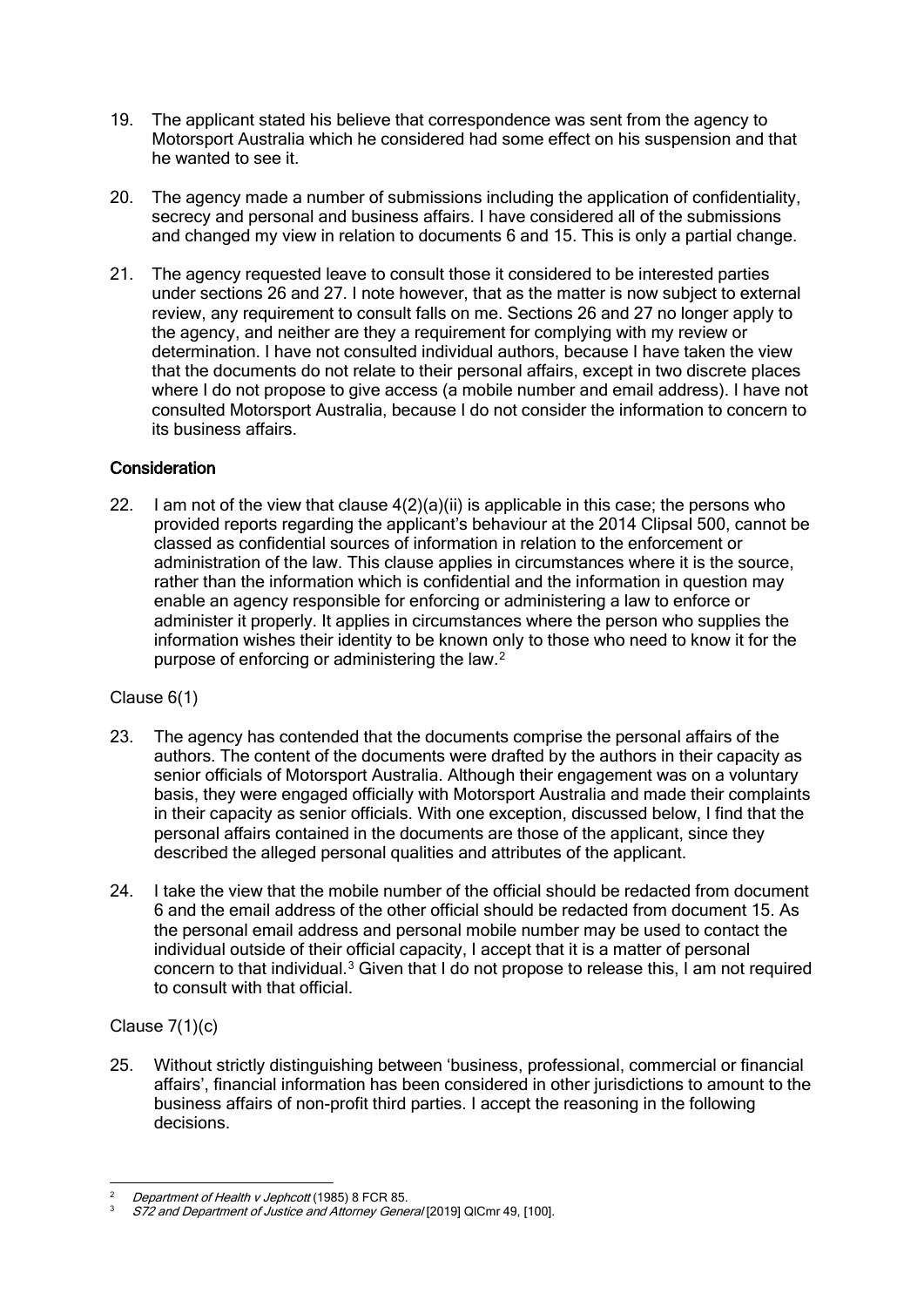19. The applicant stated his believe that correspondence was sent from the agency to Motorsport Australia which he considered had some effect on his suspension and that he wanted to see it.

20. The agency made a number of submissions including the application of confidentiality, secrecy and personal and business affairs. I have considered all of the submissions and changed my view in relation to documents 6 and 15. This is only a partial change.

21. The agency requested leave to consult those it considered to be interested parties under sections 26 and 27. I note however, that as the matter is now subject to external review, any requirement to consult falls on me. Sections 26 and 27 no longer apply to the agency, and neither are they a requirement for complying with my review or determination. I have not consulted individual authors, because I have taken the view that the documents do not relate to their personal affairs, except in two discrete places where I do not propose to give access (a mobile number and email address). I have not consulted Motorsport Australia, because I do not consider the information to concern to its business affairs.

## Consideration

22. I am not of the view that clause 4(2)(a)(ii) is applicable in this case; the persons who provided reports regarding the applicant's behaviour at the 2014 Clipsal 500, cannot be classed as confidential sources of information in relation to the enforcement or administration of the law. This clause applies in circumstances where it is the source, rather than the information which is confidential and the information in question may enable an agency responsible for enforcing or administering a law to enforce or administer it properly. It applies in circumstances where the person who supplies the information wishes their identity to be known only to those who need to know it for the purpose of enforcing or administering the law.[2]

Clause 6(1)

23. The agency has contended that the documents comprise the personal affairs of the authors. The content of the documents were drafted by the authors in their capacity as senior officials of Motorsport Australia. Although their engagement was on a voluntary basis, they were engaged officially with Motorsport Australia and made their complaints in their capacity as senior officials. With one exception, discussed below, I find that the personal affairs contained in the documents are those of the applicant, since they described the alleged personal qualities and attributes of the applicant.

24. I take the view that the mobile number of the official should be redacted from document 6 and the email address of the other official should be redacted from document 15. As the personal email address and personal mobile number may be used to contact the individual outside of their official capacity, I accept that it is a matter of personal concern to that individual.[3] Given that I do not propose to release this, I am not required to consult with that official.

Clause 7(1)(c)

25. Without strictly distinguishing between 'business, professional, commercial or financial affairs', financial information has been considered in other jurisdictions to amount to the business affairs of non-profit third parties. I accept the reasoning in the following decisions.

---

[2] *Department of Health v Jephcott* (1985) 8 FCR 85.

[3] *S72 and Department of Justice and Attorney General* [2019] QICmr 49, [100].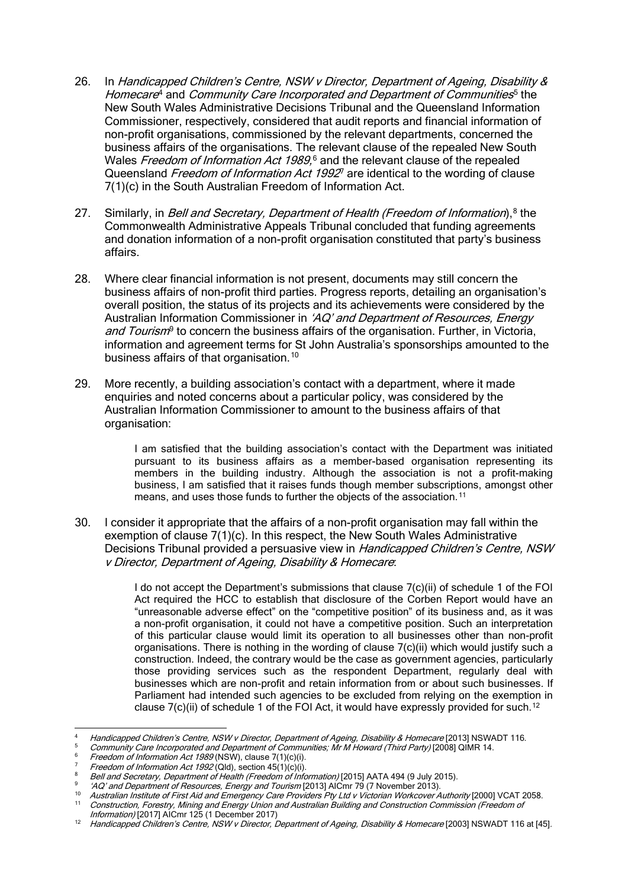26. In *Handicapped Children's Centre, NSW v Director, Department of Ageing, Disability & Homecare*[4] and *Community Care Incorporated and Department of Communities*[5] the New South Wales Administrative Decisions Tribunal and the Queensland Information Commissioner, respectively, considered that audit reports and financial information of non-profit organisations, commissioned by the relevant departments, concerned the business affairs of the organisations. The relevant clause of the repealed New South Wales *Freedom of Information Act 1989*,[6] and the relevant clause of the repealed Queensland *Freedom of Information Act 1992*[7] are identical to the wording of clause 7(1)(c) in the South Australian Freedom of Information Act.

27. Similarly, in *Bell and Secretary, Department of Health (Freedom of Information)*,[8] the Commonwealth Administrative Appeals Tribunal concluded that funding agreements and donation information of a non-profit organisation constituted that party's business affairs.

28. Where clear financial information is not present, documents may still concern the business affairs of non-profit third parties. Progress reports, detailing an organisation's overall position, the status of its projects and its achievements were considered by the Australian Information Commissioner in *'AQ' and Department of Resources, Energy and Tourism*[9] to concern the business affairs of the organisation. Further, in Victoria, information and agreement terms for St John Australia's sponsorships amounted to the business affairs of that organisation.[10]

29. More recently, a building association's contact with a department, where it made enquiries and noted concerns about a particular policy, was considered by the Australian Information Commissioner to amount to the business affairs of that organisation:

> I am satisfied that the building association's contact with the Department was initiated pursuant to its business affairs as a member-based organisation representing its members in the building industry. Although the association is not a profit-making business, I am satisfied that it raises funds though member subscriptions, amongst other means, and uses those funds to further the objects of the association.[11]

30. I consider it appropriate that the affairs of a non-profit organisation may fall within the exemption of clause 7(1)(c). In this respect, the New South Wales Administrative Decisions Tribunal provided a persuasive view in *Handicapped Children's Centre, NSW v Director, Department of Ageing, Disability & Homecare*:

> I do not accept the Department's submissions that clause 7(c)(ii) of schedule 1 of the FOI Act required the HCC to establish that disclosure of the Corben Report would have an "unreasonable adverse effect" on the "competitive position" of its business and, as it was a non-profit organisation, it could not have a competitive position. Such an interpretation of this particular clause would limit its operation to all businesses other than non-profit organisations. There is nothing in the wording of clause 7(c)(ii) which would justify such a construction. Indeed, the contrary would be the case as government agencies, particularly those providing services such as the respondent Department, regularly deal with businesses which are non-profit and retain information from or about such businesses. If Parliament had intended such agencies to be excluded from relying on the exemption in clause 7(c)(ii) of schedule 1 of the FOI Act, it would have expressly provided for such.[12]

---

[4] *Handicapped Children's Centre, NSW v Director, Department of Ageing, Disability & Homecare* [2013] NSWADT 116.

[5] *Community Care Incorporated and Department of Communities; Mr M Howard (Third Party)* [2008] QIMR 14.

[6] *Freedom of Information Act 1989* (NSW), clause 7(1)(c)(i).

[7] *Freedom of Information Act 1992* (Qld), section 45(1)(c)(i).

[8] *Bell and Secretary, Department of Health (Freedom of Information)* [2015] AATA 494 (9 July 2015).

[9] *'AQ' and Department of Resources, Energy and Tourism* [2013] AICmr 79 (7 November 2013).

[10] *Australian Institute of First Aid and Emergency Care Providers Pty Ltd v Victorian Workcover Authority* [2000] VCAT 2058.

[11] *Construction, Forestry, Mining and Energy Union and Australian Building and Construction Commission (Freedom of Information)* [2017] AICmr 125 (1 December 2017)

[12] *Handicapped Children's Centre, NSW v Director, Department of Ageing, Disability & Homecare* [2003] NSWADT 116 at [45].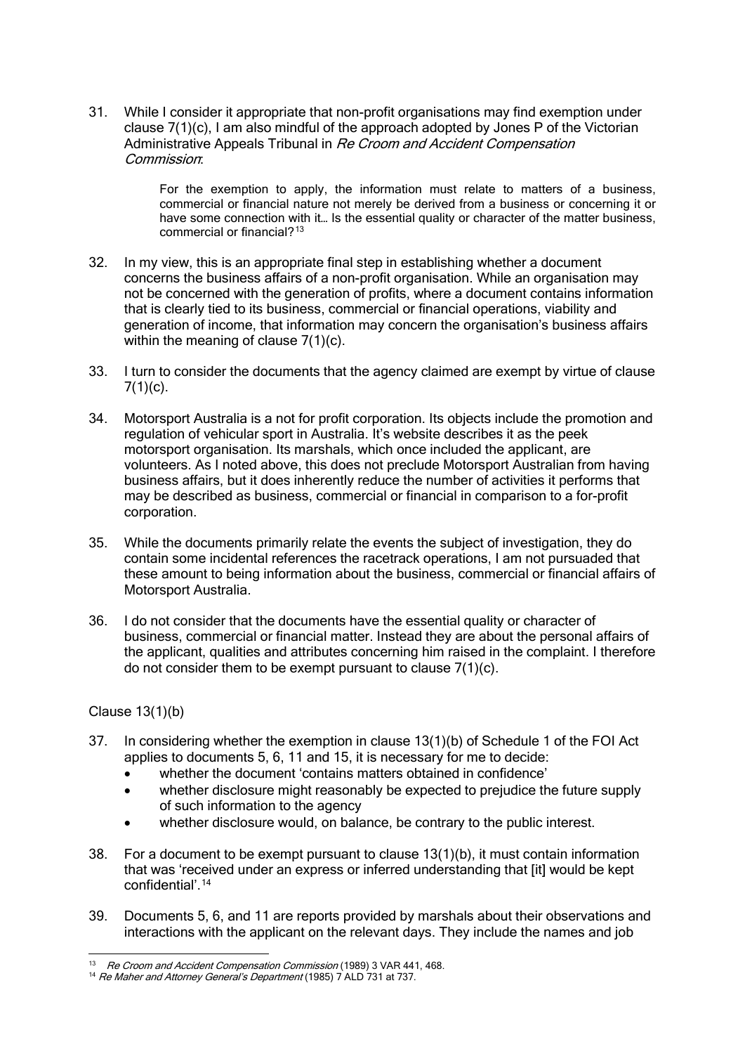31. While I consider it appropriate that non-profit organisations may find exemption under clause 7(1)(c), I am also mindful of the approach adopted by Jones P of the Victorian Administrative Appeals Tribunal in *Re Croom and Accident Compensation Commission*:

> For the exemption to apply, the information must relate to matters of a business, commercial or financial nature not merely be derived from a business or concerning it or have some connection with it… Is the essential quality or character of the matter business, commercial or financial?[13]

32. In my view, this is an appropriate final step in establishing whether a document concerns the business affairs of a non-profit organisation. While an organisation may not be concerned with the generation of profits, where a document contains information that is clearly tied to its business, commercial or financial operations, viability and generation of income, that information may concern the organisation's business affairs within the meaning of clause 7(1)(c).

33. I turn to consider the documents that the agency claimed are exempt by virtue of clause 7(1)(c).

34. Motorsport Australia is a not for profit corporation. Its objects include the promotion and regulation of vehicular sport in Australia. It's website describes it as the peek motorsport organisation. Its marshals, which once included the applicant, are volunteers. As I noted above, this does not preclude Motorsport Australian from having business affairs, but it does inherently reduce the number of activities it performs that may be described as business, commercial or financial in comparison to a for-profit corporation.

35. While the documents primarily relate the events the subject of investigation, they do contain some incidental references the racetrack operations, I am not pursuaded that these amount to being information about the business, commercial or financial affairs of Motorsport Australia.

36. I do not consider that the documents have the essential quality or character of business, commercial or financial matter. Instead they are about the personal affairs of the applicant, qualities and attributes concerning him raised in the complaint. I therefore do not consider them to be exempt pursuant to clause 7(1)(c).

### Clause 13(1)(b)

37. In considering whether the exemption in clause 13(1)(b) of Schedule 1 of the FOI Act applies to documents 5, 6, 11 and 15, it is necessary for me to decide:
    - whether the document 'contains matters obtained in confidence'
    - whether disclosure might reasonably be expected to prejudice the future supply of such information to the agency
    - whether disclosure would, on balance, be contrary to the public interest.

38. For a document to be exempt pursuant to clause 13(1)(b), it must contain information that was 'received under an express or inferred understanding that [it] would be kept confidential'.[14]

39. Documents 5, 6, and 11 are reports provided by marshals about their observations and interactions with the applicant on the relevant days. They include the names and job

---

[13] *Re Croom and Accident Compensation Commission* (1989) 3 VAR 441, 468.

[14] *Re Maher and Attorney General's Department* (1985) 7 ALD 731 at 737.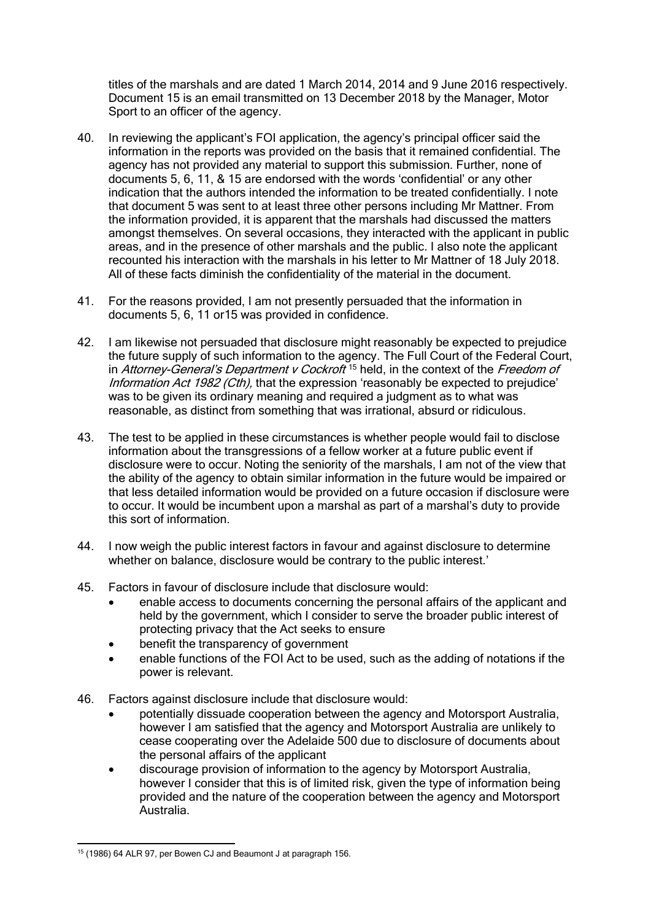titles of the marshals and are dated 1 March 2014, 2014 and 9 June 2016 respectively. Document 15 is an email transmitted on 13 December 2018 by the Manager, Motor Sport to an officer of the agency.

40. In reviewing the applicant's FOI application, the agency's principal officer said the information in the reports was provided on the basis that it remained confidential. The agency has not provided any material to support this submission. Further, none of documents 5, 6, 11, & 15 are endorsed with the words 'confidential' or any other indication that the authors intended the information to be treated confidentially. I note that document 5 was sent to at least three other persons including Mr Mattner. From the information provided, it is apparent that the marshals had discussed the matters amongst themselves. On several occasions, they interacted with the applicant in public areas, and in the presence of other marshals and the public. I also note the applicant recounted his interaction with the marshals in his letter to Mr Mattner of 18 July 2018. All of these facts diminish the confidentiality of the material in the document.

41. For the reasons provided, I am not presently persuaded that the information in documents 5, 6, 11 or15 was provided in confidence.

42. I am likewise not persuaded that disclosure might reasonably be expected to prejudice the future supply of such information to the agency. The Full Court of the Federal Court, in *Attorney-General's Department v Cockroft* [15] held, in the context of the *Freedom of Information Act 1982 (Cth),* that the expression 'reasonably be expected to prejudice' was to be given its ordinary meaning and required a judgment as to what was reasonable, as distinct from something that was irrational, absurd or ridiculous.

43. The test to be applied in these circumstances is whether people would fail to disclose information about the transgressions of a fellow worker at a future public event if disclosure were to occur. Noting the seniority of the marshals, I am not of the view that the ability of the agency to obtain similar information in the future would be impaired or that less detailed information would be provided on a future occasion if disclosure were to occur. It would be incumbent upon a marshal as part of a marshal's duty to provide this sort of information.

44. I now weigh the public interest factors in favour and against disclosure to determine whether on balance, disclosure would be contrary to the public interest.'

45. Factors in favour of disclosure include that disclosure would:
    - enable access to documents concerning the personal affairs of the applicant and held by the government, which I consider to serve the broader public interest of protecting privacy that the Act seeks to ensure
    - benefit the transparency of government
    - enable functions of the FOI Act to be used, such as the adding of notations if the power is relevant.

46. Factors against disclosure include that disclosure would:
    - potentially dissuade cooperation between the agency and Motorsport Australia, however I am satisfied that the agency and Motorsport Australia are unlikely to cease cooperating over the Adelaide 500 due to disclosure of documents about the personal affairs of the applicant
    - discourage provision of information to the agency by Motorsport Australia, however I consider that this is of limited risk, given the type of information being provided and the nature of the cooperation between the agency and Motorsport Australia.

---

[15] (1986) 64 ALR 97, per Bowen CJ and Beaumont J at paragraph 156.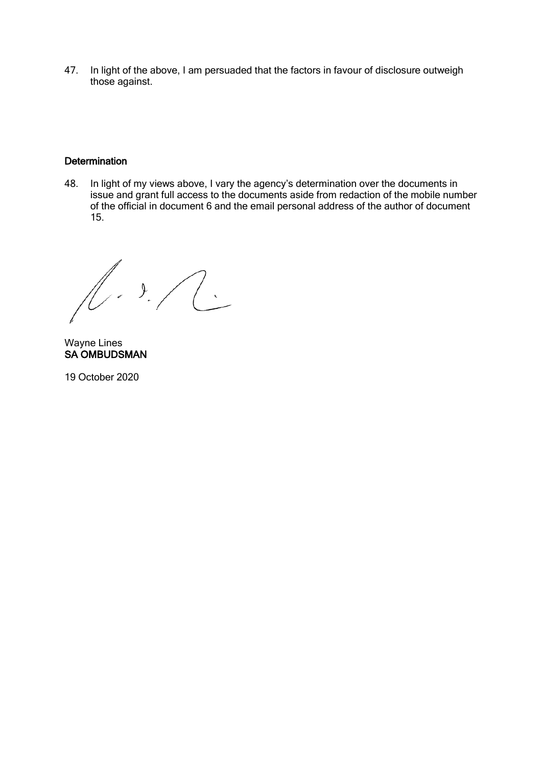47. In light of the above, I am persuaded that the factors in favour of disclosure outweigh those against.

**Determination**

48. In light of my views above, I vary the agency's determination over the documents in issue and grant full access to the documents aside from redaction of the mobile number of the official in document 6 and the email personal address of the author of document 15.

Wayne Lines
**SA OMBUDSMAN**

19 October 2020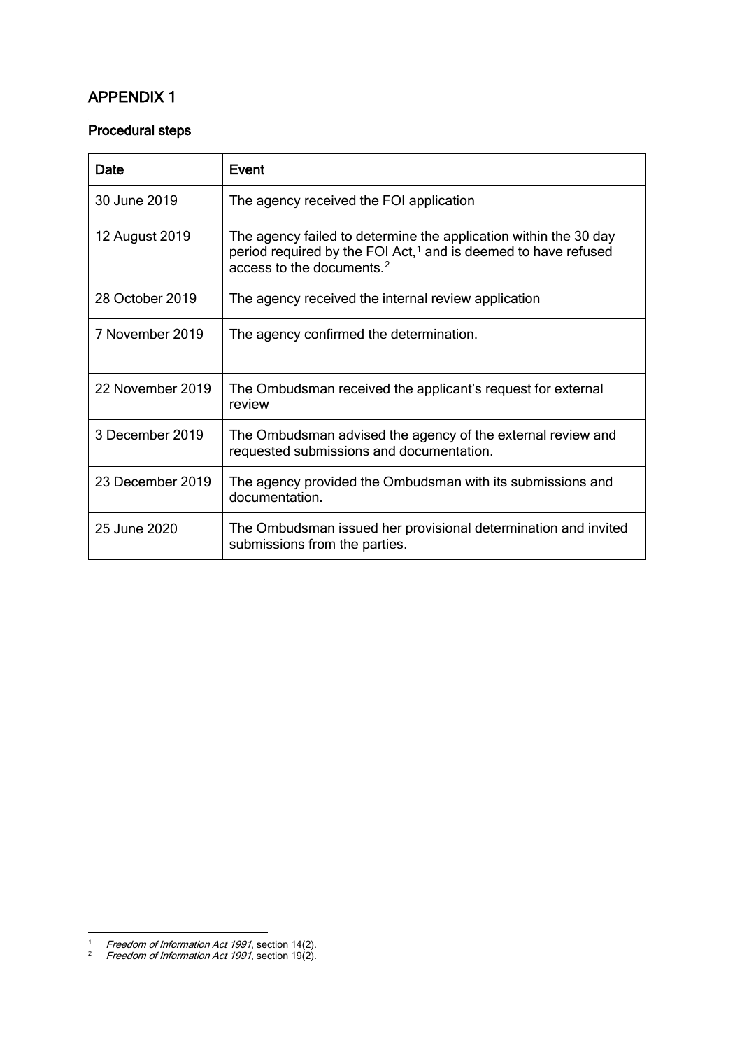# APPENDIX 1

### Procedural steps

| Date | Event |
|---|---|
| 30 June 2019 | The agency received the FOI application |
| 12 August 2019 | The agency failed to determine the application within the 30 day period required by the FOI Act,[1] and is deemed to have refused access to the documents.[2] |
| 28 October 2019 | The agency received the internal review application |
| 7 November 2019 | The agency confirmed the determination. |
| 22 November 2019 | The Ombudsman received the applicant's request for external review |
| 3 December 2019 | The Ombudsman advised the agency of the external review and requested submissions and documentation. |
| 23 December 2019 | The agency provided the Ombudsman with its submissions and documentation. |
| 25 June 2020 | The Ombudsman issued her provisional determination and invited submissions from the parties. |

[1] *Freedom of Information Act 1991*, section 14(2).

[2] *Freedom of Information Act 1991*, section 19(2).